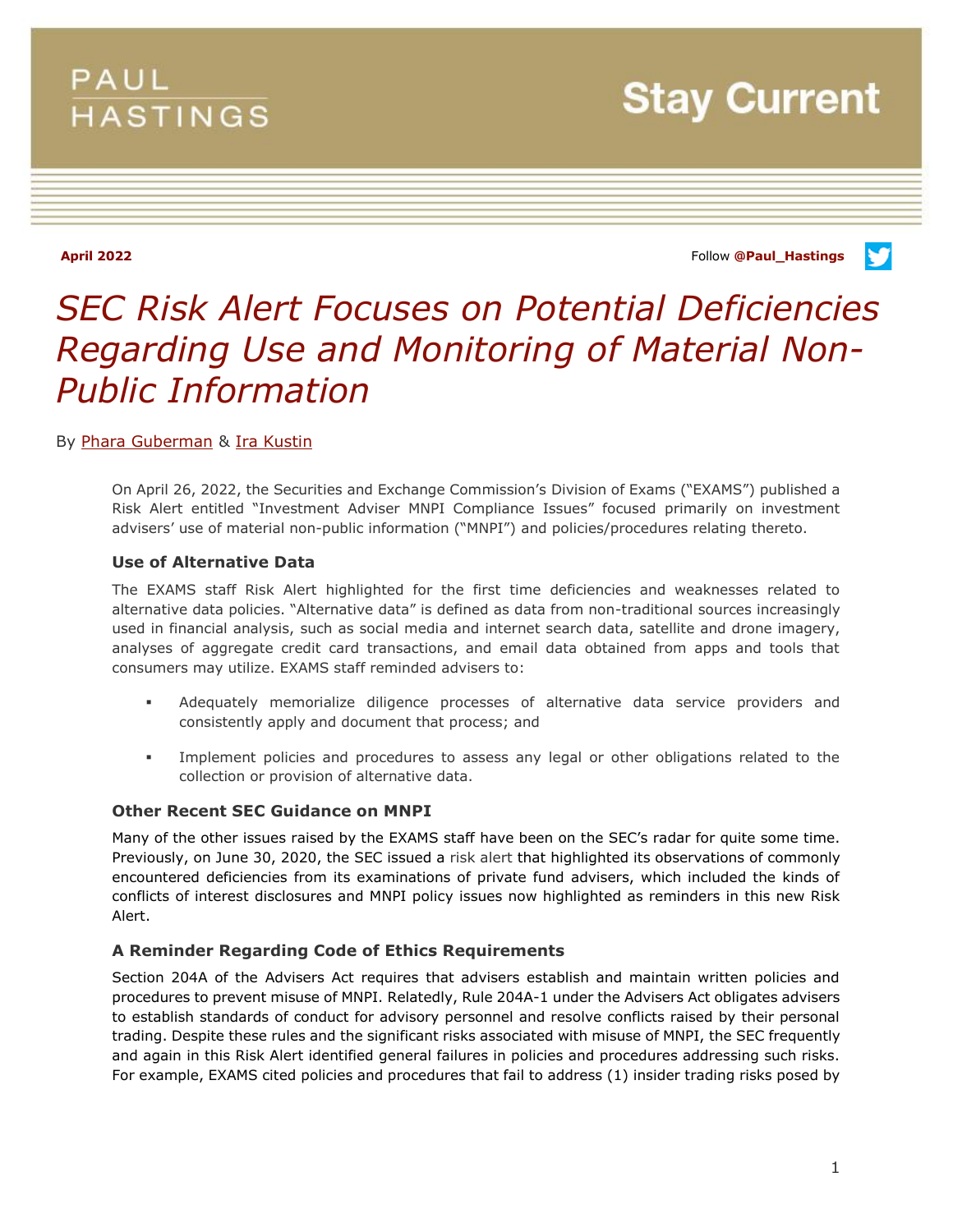PAUL HASTINGS

Stay Current

April 2022

Follow @Paul_Hastings

# *SEC Risk Alert Focuses on Potential Deficiencies Regarding Use and Monitoring of Material Non-Public Information*

By Phara Guberman & Ira Kustin

On April 26, 2022, the Securities and Exchange Commission's Division of Exams ("EXAMS") published a Risk Alert entitled "Investment Adviser MNPI Compliance Issues" focused primarily on investment advisers' use of material non-public information ("MNPI") and policies/procedures relating thereto.

### Use of Alternative Data

The EXAMS staff Risk Alert highlighted for the first time deficiencies and weaknesses related to alternative data policies. "Alternative data" is defined as data from non-traditional sources increasingly used in financial analysis, such as social media and internet search data, satellite and drone imagery, analyses of aggregate credit card transactions, and email data obtained from apps and tools that consumers may utilize. EXAMS staff reminded advisers to:

- Adequately memorialize diligence processes of alternative data service providers and consistently apply and document that process; and
- Implement policies and procedures to assess any legal or other obligations related to the collection or provision of alternative data.

### Other Recent SEC Guidance on MNPI

Many of the other issues raised by the EXAMS staff have been on the SEC's radar for quite some time. Previously, on June 30, 2020, the SEC issued a risk alert that highlighted its observations of commonly encountered deficiencies from its examinations of private fund advisers, which included the kinds of conflicts of interest disclosures and MNPI policy issues now highlighted as reminders in this new Risk Alert.

### A Reminder Regarding Code of Ethics Requirements

Section 204A of the Advisers Act requires that advisers establish and maintain written policies and procedures to prevent misuse of MNPI. Relatedly, Rule 204A-1 under the Advisers Act obligates advisers to establish standards of conduct for advisory personnel and resolve conflicts raised by their personal trading. Despite these rules and the significant risks associated with misuse of MNPI, the SEC frequently and again in this Risk Alert identified general failures in policies and procedures addressing such risks. For example, EXAMS cited policies and procedures that fail to address (1) insider trading risks posed by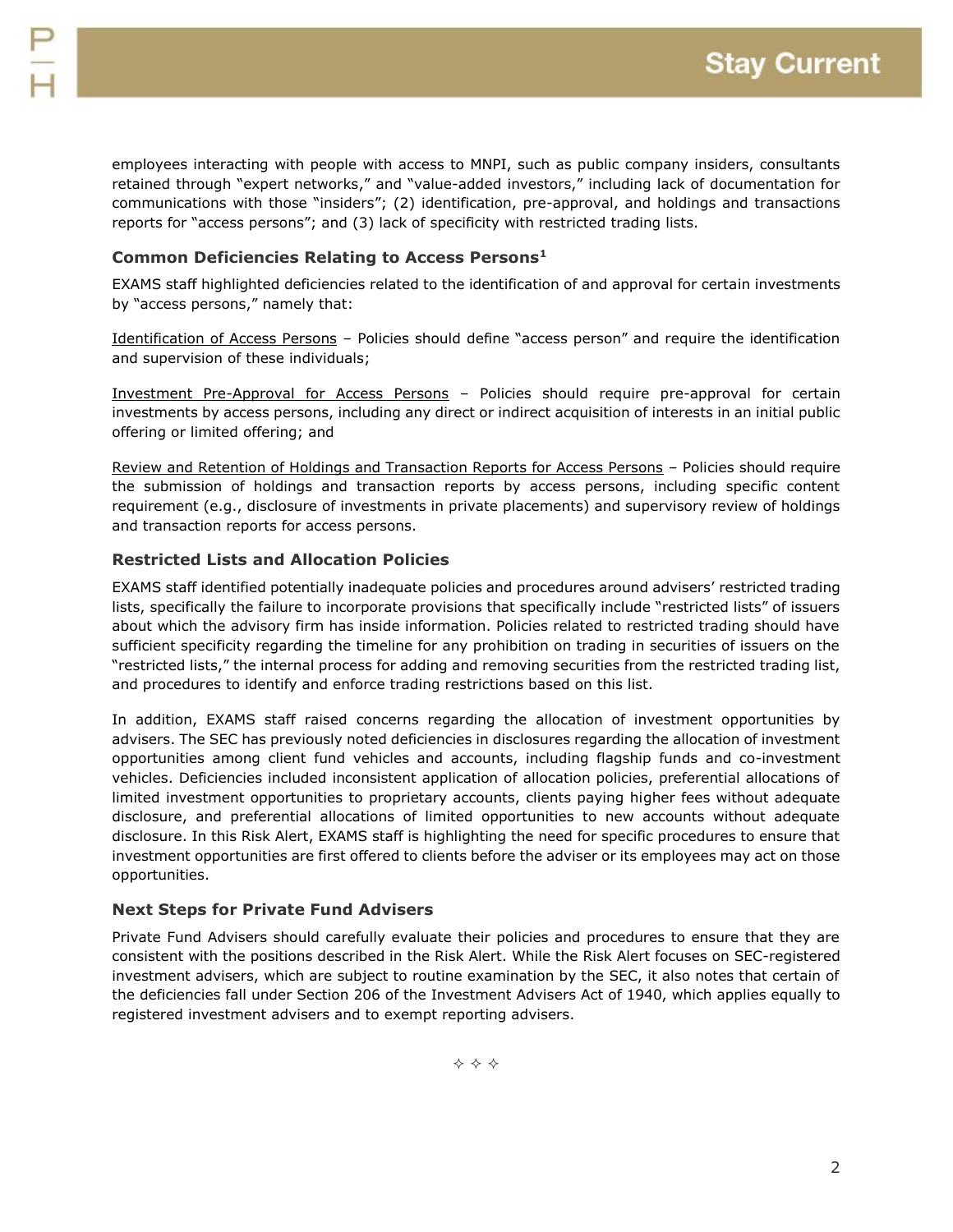employees interacting with people with access to MNPI, such as public company insiders, consultants retained through "expert networks," and "value-added investors," including lack of documentation for communications with those "insiders"; (2) identification, pre-approval, and holdings and transactions reports for "access persons"; and (3) lack of specificity with restricted trading lists.

### Common Deficiencies Relating to Access Persons[1]

EXAMS staff highlighted deficiencies related to the identification of and approval for certain investments by "access persons," namely that:

Identification of Access Persons – Policies should define "access person" and require the identification and supervision of these individuals;

Investment Pre-Approval for Access Persons – Policies should require pre-approval for certain investments by access persons, including any direct or indirect acquisition of interests in an initial public offering or limited offering; and

Review and Retention of Holdings and Transaction Reports for Access Persons – Policies should require the submission of holdings and transaction reports by access persons, including specific content requirement (e.g., disclosure of investments in private placements) and supervisory review of holdings and transaction reports for access persons.

### Restricted Lists and Allocation Policies

EXAMS staff identified potentially inadequate policies and procedures around advisers' restricted trading lists, specifically the failure to incorporate provisions that specifically include "restricted lists" of issuers about which the advisory firm has inside information. Policies related to restricted trading should have sufficient specificity regarding the timeline for any prohibition on trading in securities of issuers on the "restricted lists," the internal process for adding and removing securities from the restricted trading list, and procedures to identify and enforce trading restrictions based on this list.

In addition, EXAMS staff raised concerns regarding the allocation of investment opportunities by advisers. The SEC has previously noted deficiencies in disclosures regarding the allocation of investment opportunities among client fund vehicles and accounts, including flagship funds and co-investment vehicles. Deficiencies included inconsistent application of allocation policies, preferential allocations of limited investment opportunities to proprietary accounts, clients paying higher fees without adequate disclosure, and preferential allocations of limited opportunities to new accounts without adequate disclosure. In this Risk Alert, EXAMS staff is highlighting the need for specific procedures to ensure that investment opportunities are first offered to clients before the adviser or its employees may act on those opportunities.

### Next Steps for Private Fund Advisers

Private Fund Advisers should carefully evaluate their policies and procedures to ensure that they are consistent with the positions described in the Risk Alert. While the Risk Alert focuses on SEC-registered investment advisers, which are subject to routine examination by the SEC, it also notes that certain of the deficiencies fall under Section 206 of the Investment Advisers Act of 1940, which applies equally to registered investment advisers and to exempt reporting advisers.

✧ ✧ ✧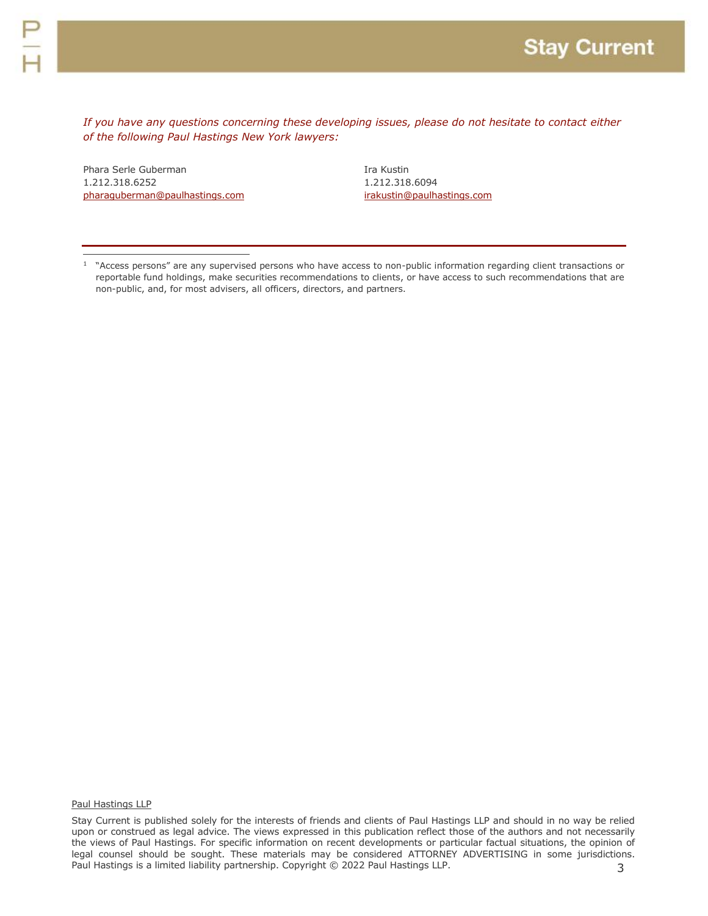*If you have any questions concerning these developing issues, please do not hesitate to contact either of the following Paul Hastings New York lawyers:*

Phara Serle Guberman
1.212.318.6252
pharaguberman@paulhastings.com

Ira Kustin
1.212.318.6094
irakustin@paulhastings.com

---

[1] "Access persons" are any supervised persons who have access to non-public information regarding client transactions or reportable fund holdings, make securities recommendations to clients, or have access to such recommendations that are non-public, and, for most advisers, all officers, directors, and partners.

Paul Hastings LLP

Stay Current is published solely for the interests of friends and clients of Paul Hastings LLP and should in no way be relied upon or construed as legal advice. The views expressed in this publication reflect those of the authors and not necessarily the views of Paul Hastings. For specific information on recent developments or particular factual situations, the opinion of legal counsel should be sought. These materials may be considered ATTORNEY ADVERTISING in some jurisdictions. Paul Hastings is a limited liability partnership. Copyright © 2022 Paul Hastings LLP.